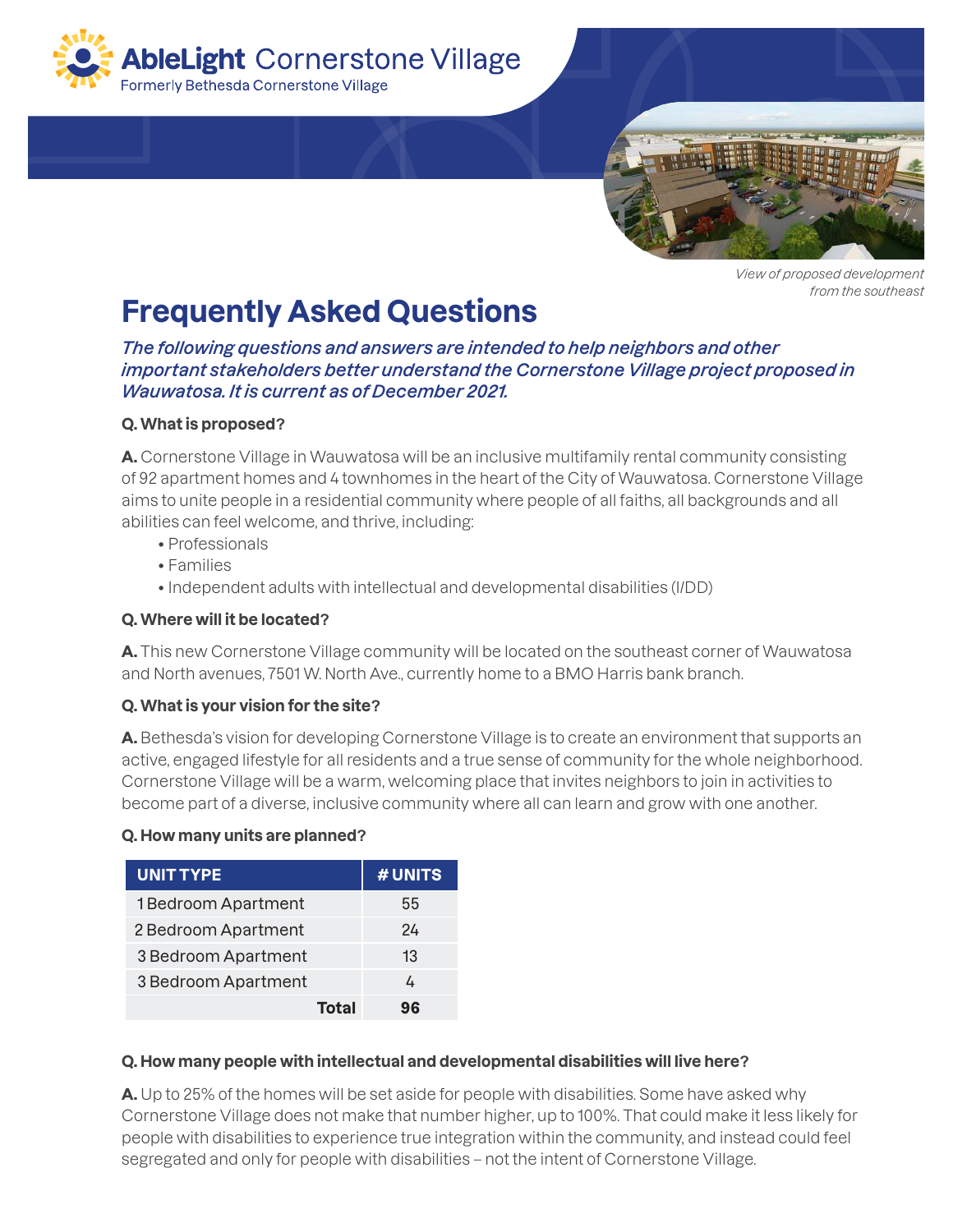**AbleLight Cornerstone Village**
Formerly Bethesda Cornerstone Village

*View of proposed development from the southeast*

# Frequently Asked Questions

***The following questions and answers are intended to help neighbors and other important stakeholders better understand the Cornerstone Village project proposed in Wauwatosa. It is current as of December 2021.***

**Q. What is proposed?**

**A.** Cornerstone Village in Wauwatosa will be an inclusive multifamily rental community consisting of 92 apartment homes and 4 townhomes in the heart of the City of Wauwatosa. Cornerstone Village aims to unite people in a residential community where people of all faiths, all backgrounds and all abilities can feel welcome, and thrive, including:

- Professionals
- Families
- Independent adults with intellectual and developmental disabilities (I/DD)

**Q. Where will it be located?**

**A.** This new Cornerstone Village community will be located on the southeast corner of Wauwatosa and North avenues, 7501 W. North Ave., currently home to a BMO Harris bank branch.

**Q. What is your vision for the site?**

**A.** Bethesda's vision for developing Cornerstone Village is to create an environment that supports an active, engaged lifestyle for all residents and a true sense of community for the whole neighborhood. Cornerstone Village will be a warm, welcoming place that invites neighbors to join in activities to become part of a diverse, inclusive community where all can learn and grow with one another.

**Q. How many units are planned?**

| UNIT TYPE | # UNITS |
|---|---|
| 1 Bedroom Apartment | 55 |
| 2 Bedroom Apartment | 24 |
| 3 Bedroom Apartment | 13 |
| 3 Bedroom Apartment | 4 |
| **Total** | **96** |

**Q. How many people with intellectual and developmental disabilities will live here?**

**A.** Up to 25% of the homes will be set aside for people with disabilities. Some have asked why Cornerstone Village does not make that number higher, up to 100%. That could make it less likely for people with disabilities to experience true integration within the community, and instead could feel segregated and only for people with disabilities – not the intent of Cornerstone Village.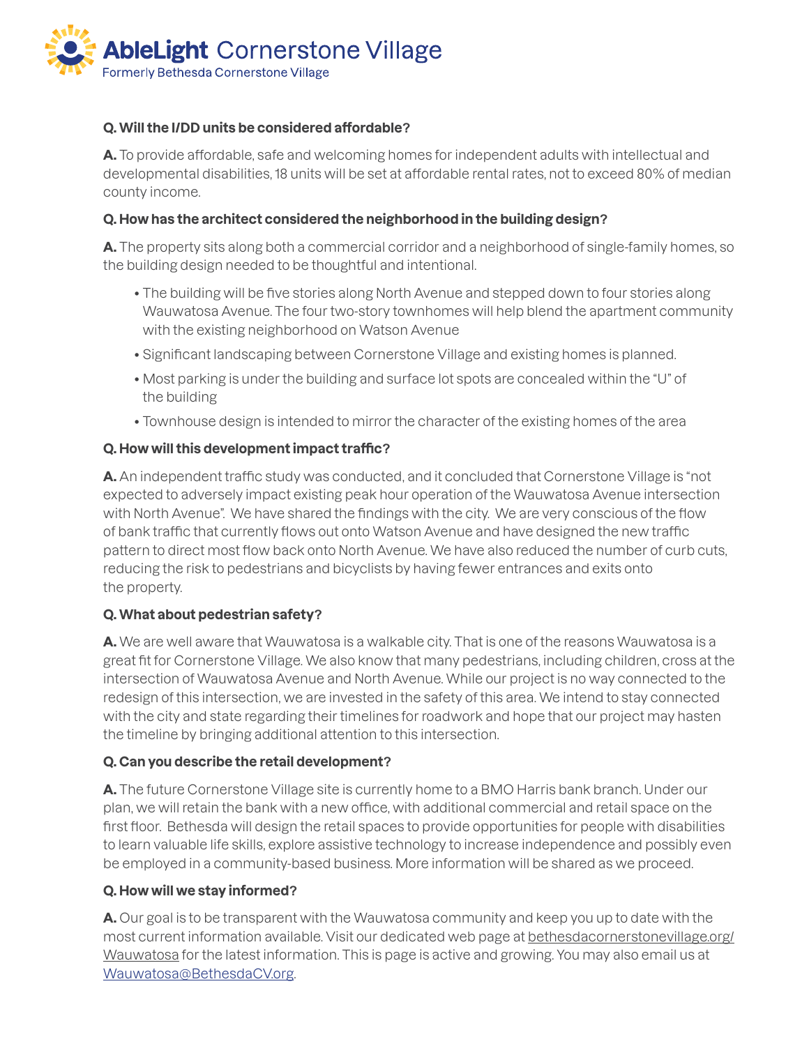**Q. Will the I/DD units be considered affordable?**

**A.** To provide affordable, safe and welcoming homes for independent adults with intellectual and developmental disabilities, 18 units will be set at affordable rental rates, not to exceed 80% of median county income.

**Q. How has the architect considered the neighborhood in the building design?**

**A.** The property sits along both a commercial corridor and a neighborhood of single-family homes, so the building design needed to be thoughtful and intentional.

- The building will be five stories along North Avenue and stepped down to four stories along Wauwatosa Avenue. The four two-story townhomes will help blend the apartment community with the existing neighborhood on Watson Avenue
- Significant landscaping between Cornerstone Village and existing homes is planned.
- Most parking is under the building and surface lot spots are concealed within the "U" of the building
- Townhouse design is intended to mirror the character of the existing homes of the area

**Q. How will this development impact traffic?**

**A.** An independent traffic study was conducted, and it concluded that Cornerstone Village is "not expected to adversely impact existing peak hour operation of the Wauwatosa Avenue intersection with North Avenue". We have shared the findings with the city. We are very conscious of the flow of bank traffic that currently flows out onto Watson Avenue and have designed the new traffic pattern to direct most flow back onto North Avenue. We have also reduced the number of curb cuts, reducing the risk to pedestrians and bicyclists by having fewer entrances and exits onto the property.

**Q. What about pedestrian safety?**

**A.** We are well aware that Wauwatosa is a walkable city. That is one of the reasons Wauwatosa is a great fit for Cornerstone Village. We also know that many pedestrians, including children, cross at the intersection of Wauwatosa Avenue and North Avenue. While our project is no way connected to the redesign of this intersection, we are invested in the safety of this area. We intend to stay connected with the city and state regarding their timelines for roadwork and hope that our project may hasten the timeline by bringing additional attention to this intersection.

**Q. Can you describe the retail development?**

**A.** The future Cornerstone Village site is currently home to a BMO Harris bank branch. Under our plan, we will retain the bank with a new office, with additional commercial and retail space on the first floor. Bethesda will design the retail spaces to provide opportunities for people with disabilities to learn valuable life skills, explore assistive technology to increase independence and possibly even be employed in a community-based business. More information will be shared as we proceed.

**Q. How will we stay informed?**

**A.** Our goal is to be transparent with the Wauwatosa community and keep you up to date with the most current information available. Visit our dedicated web page at bethesdacornerstonevillage.org/Wauwatosa for the latest information. This is page is active and growing. You may also email us at Wauwatosa@BethesdaCV.org.